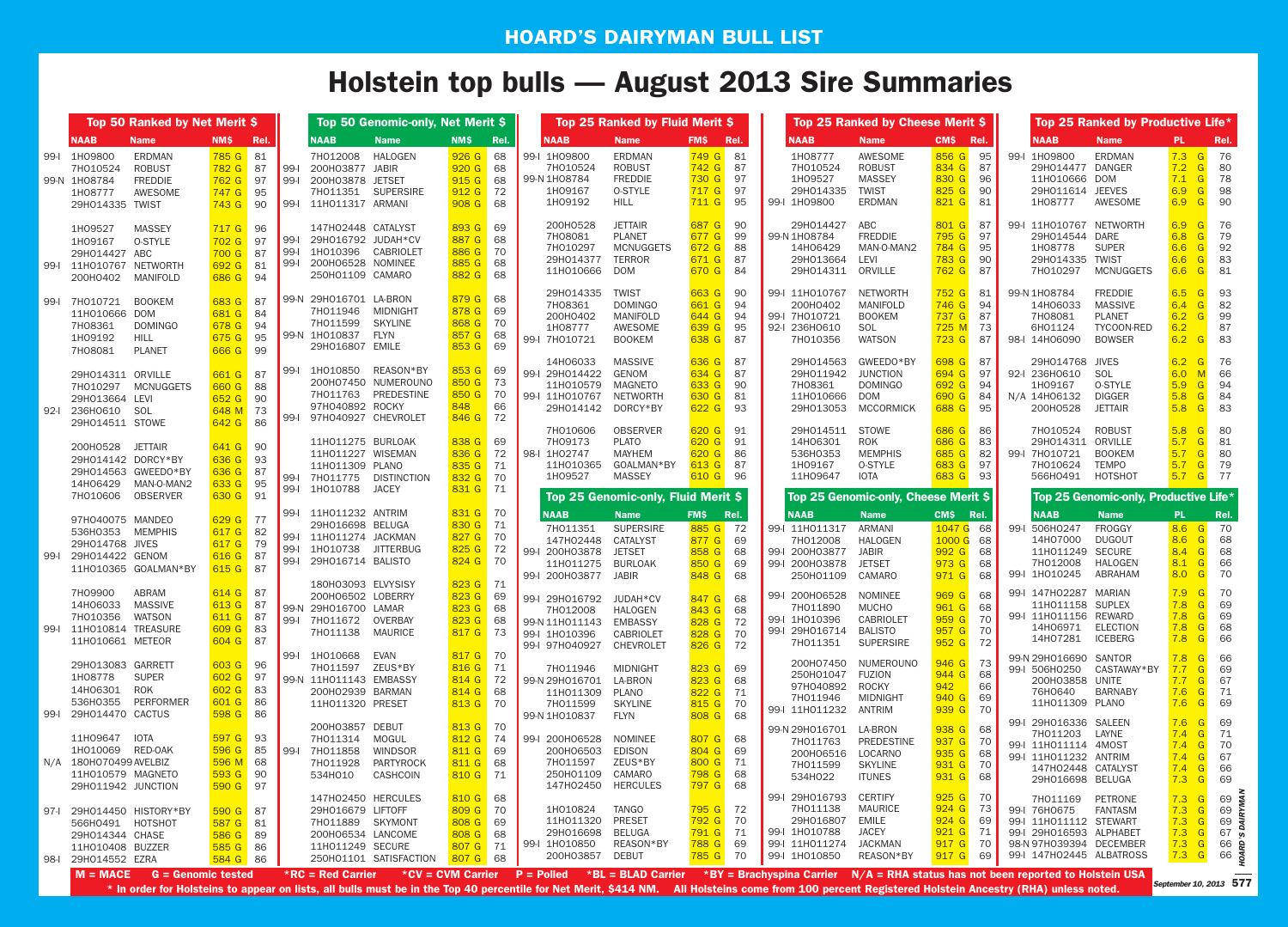# Holstein top bulls — August 2013 Sire Summaries

### Top 50 Ranked by Net Merit $

| | NAAB | Name | NM$ | Rel. |
|---|---|---|---|---|
| 99-I | 1H09800 | ERDMAN | 785 G | 81 |
| | 7H010524 | ROBUST | 782 G | 87 |
| 99-N | 1H08784 | FREDDIE | 762 G | 97 |
| | 1H08777 | AWESOME | 747 G | 95 |
| | 29H014335 | TWIST | 743 G | 90 |
| | 1H09527 | MASSEY | 717 G | 96 |
| | 1H09167 | O-STYLE | 702 G | 97 |
| | 29H014427 | ABC | 700 G | 87 |
| 99-I | 11H010767 | NETWORTH | 692 G | 81 |
| | 200H0402 | MANIFOLD | 686 G | 94 |
| 99-I | 7H010721 | BOOKEM | 683 G | 87 |
| | 11H010666 | DOM | 681 G | 84 |
| | 7H08361 | DOMINGO | 678 G | 94 |
| | 1H09192 | HILL | 675 G | 95 |
| | 7H08081 | PLANET | 666 G | 99 |
| | 29H014311 | ORVILLE | 661 G | 87 |
| | 7H010297 | MCNUGGETS | 660 G | 88 |
| | 29H013664 | LEVI | 652 G | 90 |
| 92-I | 236H0610 | SOL | 648 M | 73 |
| | 29H014511 | STOWE | 642 G | 86 |
| | 200H0528 | JETTAIR | 641 G | 90 |
| | 29H014142 | DORCY*BY | 636 G | 93 |
| | 29H014563 | GWEEDO*BY | 636 G | 87 |
| | 14H06429 | MAN-O-MAN2 | 633 G | 95 |
| | 7H010606 | OBSERVER | 630 G | 91 |
| | 97H040075 | MANDEO | 629 G | 77 |
| | 536H0353 | MEMPHIS | 617 G | 82 |
| | 29H014768 | JIVES | 617 G | 79 |
| 99-I | 29H014422 | GENOM | 616 G | 87 |
| | 11H010365 | GOALMAN*BY | 615 G | 87 |
| | 7H09900 | ABRAM | 614 G | 87 |
| | 14H06033 | MASSIVE | 613 G | 87 |
| | 7H010356 | WATSON | 611 G | 87 |
| 99-I | 11H010814 | TREASURE | 609 G | 83 |
| | 11H010661 | METEOR | 604 G | 87 |
| | 29H013083 | GARRETT | 603 G | 96 |
| | 1H08778 | SUPER | 602 G | 97 |
| | 14H06301 | ROK | 602 G | 83 |
| | 536H0355 | PERFORMER | 601 G | 86 |
| 99-I | 29H014470 | CACTUS | 598 G | 86 |
| | 11H09647 | IOTA | 597 G | 93 |
| | 1H010069 | RED-OAK | 596 G | 85 |
| N/A | 180H070499 | AVELBIZ | 596 M | 68 |
| | 11H010579 | MAGNETO | 593 G | 90 |
| | 29H011942 | JUNCTION | 590 G | 97 |
| 97-I | 29H014450 | HISTORY*BY | 590 G | 87 |
| | 566H0491 | HOTSHOT | 587 G | 81 |
| | 29H014344 | CHASE | 586 G | 89 |
| | 11H010408 | BUZZER | 585 G | 86 |
| 98-I | 29H014552 | EZRA | 584 G | 86 |

### Top 50 Genomic-only, Net Merit $

| | NAAB | Name | NM$ | Rel. |
|---|---|---|---|---|
| | 7H012008 | HALOGEN | 926 G | 68 |
| 99-I | 200H03877 | JABIR | 920 G | 68 |
| 99-I | 200H03878 | JETSET | 915 G | 68 |
| | 7H011351 | SUPERSIRE | 912 G | 72 |
| 99-I | 11H011317 | ARMANI | 908 G | 68 |
| | 147H02448 | CATALYST | 893 G | 69 |
| 99-I | 29H016792 | JUDAH*CV | 887 G | 68 |
| 99-I | 1H010396 | CABRIOLET | 886 G | 70 |
| 99-I | 200H06528 | NOMINEE | 885 G | 68 |
| | 250H01109 | CAMARO | 882 G | 68 |
| 99-N | 29H016701 | LA-BRON | 879 G | 68 |
| | 7H011946 | MIDNIGHT | 878 G | 69 |
| | 7H011599 | SKYLINE | 868 G | 70 |
| 99-N | 1H010837 | FLYN | 857 G | 68 |
| | 29H016807 | EMILE | 853 G | 69 |
| 99-I | 1H010850 | REASON*BY | 853 G | 69 |
| | 200H07450 | NUMEROUNO | 850 G | 73 |
| | 7H011763 | PREDESTINE | 850 G | 70 |
| | 97H040892 | ROCKY | 848 | 66 |
| 99-I | 97H040927 | CHEVROLET | 846 G | 72 |
| | 11H011275 | BURLOAK | 838 G | 69 |
| | 11H011227 | WISEMAN | 836 G | 72 |
| | 11H011309 | PLANO | 835 G | 71 |
| 99-I | 7H011775 | DISTINCTION | 832 G | 70 |
| 99-I | 1H010788 | JACEY | 831 G | 71 |
| 99-I | 11H011232 | ANTRIM | 831 G | 70 |
| | 29H016698 | BELUGA | 830 G | 71 |
| 99-I | 11H011274 | JACKMAN | 827 G | 70 |
| 99-I | 1H010738 | JITTERBUG | 825 G | 72 |
| 99-I | 29H016714 | BALISTO | 824 G | 70 |
| | 180H03093 | ELVYSISY | 823 G | 71 |
| | 200H06502 | LOBERRY | 823 G | 69 |
| 99-N | 29H016700 | LAMAR | 823 G | 68 |
| 99-I | 7H011672 | OVERBAY | 823 G | 68 |
| | 7H011138 | MAURICE | 817 G | 73 |
| 99-I | 1H010668 | EVAN | 817 G | 70 |
| | 7H011597 | ZEUS*BY | 816 G | 71 |
| 99-N | 11H011143 | EMBASSY | 814 G | 72 |
| | 200H02939 | BARMAN | 814 G | 68 |
| | 11H011320 | PRESET | 813 G | 70 |
| | 200H03857 | DEBUT | 813 G | 70 |
| | 7H011314 | MOGUL | 812 G | 74 |
| 99-I | 7H011858 | WINDSOR | 811 G | 69 |
| | 7H011928 | PARTYROCK | 811 G | 68 |
| | 534H010 | CASHCOIN | 810 G | 71 |
| | 147H02450 | HERCULES | 810 G | 68 |
| | 29H016679 | LIFTOFF | 809 G | 70 |
| | 7H011889 | SKYMONT | 808 G | 69 |
| | 200H06534 | LANCOME | 808 G | 68 |
| | 11H011249 | SECURE | 807 G | 71 |
| | 250H01101 | SATISFACTION | 807 G | 68 |

### Top 25 Ranked by Fluid Merit $

| | NAAB | Name | FM$ | Rel. |
|---|---|---|---|---|
| 99-I | 1H09800 | ERDMAN | 749 G | 81 |
| | 7H010524 | ROBUST | 742 G | 87 |
| 99-N | 1H08784 | FREDDIE | 730 G | 97 |
| | 1H09167 | O-STYLE | 717 G | 97 |
| | 1H09192 | HILL | 711 G | 95 |
| | 200H0528 | JETTAIR | 687 G | 90 |
| | 7H08081 | PLANET | 677 G | 99 |
| | 7H010297 | MCNUGGETS | 672 G | 88 |
| | 29H014377 | TERROR | 671 G | 87 |
| | 11H010666 | DOM | 670 G | 84 |
| | 29H014335 | TWIST | 663 G | 90 |
| | 7H08361 | DOMINGO | 661 G | 94 |
| | 200H0402 | MANIFOLD | 644 G | 94 |
| | 1H08777 | AWESOME | 639 G | 95 |
| 99-I | 7H010721 | BOOKEM | 638 G | 87 |
| | 14H06033 | MASSIVE | 636 G | 87 |
| 99-I | 29H014422 | GENOM | 634 G | 87 |
| | 11H010579 | MAGNETO | 633 G | 90 |
| 99-I | 11H010767 | NETWORTH | 630 G | 81 |
| | 29H014142 | DORCY*BY | 622 G | 93 |
| | 7H010606 | OBSERVER | 620 G | 91 |
| | 7H09173 | PLATO | 620 G | 91 |
| 98-I | 1H02747 | MAYHEM | 620 G | 86 |
| | 11H010365 | GOALMAN*BY | 613 G | 87 |
| | 1H09527 | MASSEY | 610 G | 96 |

### Top 25 Genomic-only, Fluid Merit $

| | NAAB | Name | FM$ | Rel. |
|---|---|---|---|---|
| | 7H011351 | SUPERSIRE | 885 G | 72 |
| | 147H02448 | CATALYST | 877 G | 69 |
| 99-I | 200H03878 | JETSET | 858 G | 68 |
| | 11H011275 | BURLOAK | 850 G | 69 |
| 99-I | 200H03877 | JABIR | 848 G | 68 |
| 99-I | 29H016792 | JUDAH*CV | 847 G | 68 |
| | 7H012008 | HALOGEN | 843 G | 68 |
| 99-N | 11H011143 | EMBASSY | 828 G | 72 |
| 99-I | 1H010396 | CABRIOLET | 828 G | 70 |
| 99-I | 97H040927 | CHEVROLET | 826 G | 72 |
| | 7H011946 | MIDNIGHT | 823 G | 69 |
| 99-N | 29H016701 | LA-BRON | 823 G | 68 |
| | 11H011309 | PLANO | 822 G | 71 |
| | 7H011599 | SKYLINE | 815 G | 70 |
| 99-N | 1H010837 | FLYN | 808 G | 68 |
| 99-I | 200H06528 | NOMINEE | 807 G | 68 |
| | 200H06503 | EDISON | 804 G | 69 |
| | 7H011597 | ZEUS*BY | 800 G | 71 |
| | 250H01109 | CAMARO | 798 G | 68 |
| | 147H02450 | HERCULES | 797 G | 68 |
| | 1H010824 | TANGO | 795 G | 72 |
| | 11H011320 | PRESET | 792 G | 70 |
| | 29H016698 | BELUGA | 791 G | 71 |
| 99-I | 1H010850 | REASON*BY | 788 G | 69 |
| | 200H03857 | DEBUT | 785 G | 70 |

### Top 25 Ranked by Cheese Merit $

| | NAAB | Name | CM$ | Rel. |
|---|---|---|---|---|
| | 1H08777 | AWESOME | 856 G | 95 |
| | 7H010524 | ROBUST | 834 G | 87 |
| | 1H09527 | MASSEY | 830 G | 96 |
| | 29H014335 | TWIST | 825 G | 90 |
| 99-I | 1H09800 | ERDMAN | 821 G | 81 |
| | 29H014427 | ABC | 801 G | 87 |
| 99-N | 1H08784 | FREDDIE | 795 G | 97 |
| | 14H06429 | MAN-O-MAN2 | 784 G | 95 |
| | 29H013664 | LEVI | 783 G | 90 |
| | 29H014311 | ORVILLE | 762 G | 87 |
| 99-I | 11H010767 | NETWORTH | 752 G | 81 |
| | 200H0402 | MANIFOLD | 746 G | 94 |
| 99-I | 7H010721 | BOOKEM | 737 G | 87 |
| 92-I | 236H0610 | SOL | 725 M | 73 |
| | 7H010356 | WATSON | 723 G | 87 |
| | 29H014563 | GWEEDO*BY | 698 G | 87 |
| | 29H011942 | JUNCTION | 694 G | 97 |
| | 7H08361 | DOMINGO | 692 G | 94 |
| | 11H010666 | DOM | 690 G | 84 |
| | 29H013053 | MCCORMICK | 688 G | 95 |
| | 29H014511 | STOWE | 686 G | 86 |
| | 14H06301 | ROK | 686 G | 83 |
| | 536H0353 | MEMPHIS | 685 G | 82 |
| | 1H09167 | O-STYLE | 683 G | 97 |
| | 11H09647 | IOTA | 683 G | 93 |

### Top 25 Genomic-only, Cheese Merit $

| | NAAB | Name | CM$ | Rel. |
|---|---|---|---|---|
| 99-I | 11H011317 | ARMANI | 1047 G | 68 |
| | 7H012008 | HALOGEN | 1000 G | 68 |
| 99-I | 200H03877 | JABIR | 992 G | 68 |
| 99-I | 200H03878 | JETSET | 973 G | 68 |
| | 250H01109 | CAMARO | 971 G | 68 |
| 99-I | 200H06528 | NOMINEE | 969 G | 68 |
| | 7H011890 | MUCHO | 961 G | 68 |
| 99-I | 1H010396 | CABRIOLET | 959 G | 70 |
| 99-I | 29H016714 | BALISTO | 957 G | 70 |
| | 7H011351 | SUPERSIRE | 952 G | 72 |
| | 200H07450 | NUMEROUNO | 946 G | 73 |
| | 250H01047 | FUZION | 944 G | 68 |
| | 97H040892 | ROCKY | 942 | 66 |
| | 7H011946 | MIDNIGHT | 940 G | 69 |
| 99-I | 11H011232 | ANTRIM | 939 G | 70 |
| 99-N | 29H016701 | LA-BRON | 938 G | 68 |
| | 7H011763 | PREDESTINE | 937 G | 70 |
| | 200H06516 | LOCARNO | 935 G | 68 |
| | 7H011599 | SKYLINE | 931 G | 70 |
| | 534H022 | ITUNES | 931 G | 68 |
| 99-I | 29H016793 | CERTIFY | 925 G | 70 |
| | 7H011138 | MAURICE | 924 G | 73 |
| | 29H016807 | EMILE | 924 G | 69 |
| 99-I | 1H010788 | JACEY | 921 G | 71 |
| 99-I | 11H011274 | JACKMAN | 917 G | 70 |
| 99-I | 1H010850 | REASON*BY | 917 G | 69 |

### Top 25 Ranked by Productive Life*

| | NAAB | Name | PL | | Rel. |
|---|---|---|---|---|---|
| 99-I | 1H09800 | ERDMAN | 7.3 | G | 76 |
| | 29H014477 | DANGER | 7.2 | G | 80 |
| | 11H010666 | DOM | 7.1 | G | 78 |
| | 29H011614 | JEEVES | 6.9 | G | 98 |
| | 1H08777 | AWESOME | 6.9 | G | 90 |
| 99-I | 11H010767 | NETWORTH | 6.9 | G | 76 |
| | 29H014544 | DARE | 6.8 | G | 79 |
| | 1H08778 | SUPER | 6.6 | G | 92 |
| | 29H014335 | TWIST | 6.6 | G | 83 |
| | 7H010297 | MCNUGGETS | 6.6 | G | 81 |
| 99-N | 1H08784 | FREDDIE | 6.5 | G | 93 |
| | 14H06033 | MASSIVE | 6.4 | G | 82 |
| | 7H08081 | PLANET | 6.2 | G | 99 |
| | 6H01124 | TYCOON-RED | 6.2 | | 87 |
| 98-I | 14H06090 | BOWSER | 6.2 | G | 83 |
| | 29H014768 | JIVES | 6.2 | G | 76 |
| 92-I | 236H0610 | SOL | 6.0 | M | 66 |
| | 1H09167 | O-STYLE | 5.9 | G | 94 |
| N/A | 14H06132 | DIGGER | 5.8 | G | 84 |
| | 200H0528 | JETTAIR | 5.8 | G | 83 |
| | 7H010524 | ROBUST | 5.8 | G | 80 |
| | 29H014311 | ORVILLE | 5.7 | G | 81 |
| 99-I | 7H010721 | BOOKEM | 5.7 | G | 80 |
| | 7H010624 | TEMPO | 5.7 | G | 79 |
| | 566H0491 | HOTSHOT | 5.7 | G | 77 |

### Top 25 Genomic-only, Productive Life*

| | NAAB | Name | PL | | Rel. |
|---|---|---|---|---|---|
| 99-I | 506H0247 | FROGGY | 8.6 | G | 70 |
| | 14H07000 | DUGOUT | 8.6 | G | 68 |
| | 11H011249 | SECURE | 8.4 | G | 68 |
| | 7H012008 | HALOGEN | 8.1 | G | 66 |
| 99-I | 1H010245 | ABRAHAM | 8.0 | G | 70 |
| 99-I | 147H02287 | MARIAN | 7.9 | G | 70 |
| | 11H011158 | SUPLEX | 7.8 | G | 69 |
| 99-I | 11H011156 | REWARD | 7.8 | G | 69 |
| | 14H06971 | ELECTION | 7.8 | G | 68 |
| | 14H07281 | ICEBERG | 7.8 | G | 66 |
| 99-N | 29H016690 | SANTOR | 7.8 | G | 66 |
| 99-I | 506H0250 | CASTAWAY*BY | 7.7 | G | 69 |
| | 200H03858 | UNITE | 7.7 | G | 67 |
| | 76H0640 | BARNABY | 7.6 | G | 71 |
| | 11H011309 | PLANO | 7.6 | G | 69 |
| 99-I | 29H016336 | SALEEN | 7.6 | G | 69 |
| | 7H011203 | LAYNE | 7.4 | G | 71 |
| 99-I | 11H011114 | AMOST | 7.4 | G | 70 |
| 99-I | 11H011232 | ANTRIM | 7.4 | G | 67 |
| | 147H02448 | CATALYST | 7.4 | G | 66 |
| | 29H016698 | BELUGA | 7.3 | G | 69 |
| | 7H011169 | PETRONE | 7.3 | G | 69 |
| 99-I | 76H0675 | FANTASM | 7.3 | G | 69 |
| 99-I | 11H011112 | STEWART | 7.3 | G | 69 |
| 99-I | 29H016593 | ALPHABET | 7.3 | G | 67 |
| 98-N | 97H039394 | DECEMBER | 7.3 | G | 66 |
| 99-I | 147H02445 | ALBATROSS | 7.3 | G | 66 |

M = MACE G = Genomic tested *RC = Red Carrier *CV = CVM Carrier P = Polled *BL = BLAD Carrier *BY = Brachyspina Carrier N/A = RHA status has not been reported to Holstein USA

* In order for Holsteins to appear on lists, all bulls must be in the Top 40 percentile for Net Merit, $414 NM. All Holsteins come from 100 percent Registered Holstein Ancestry (RHA) unless noted.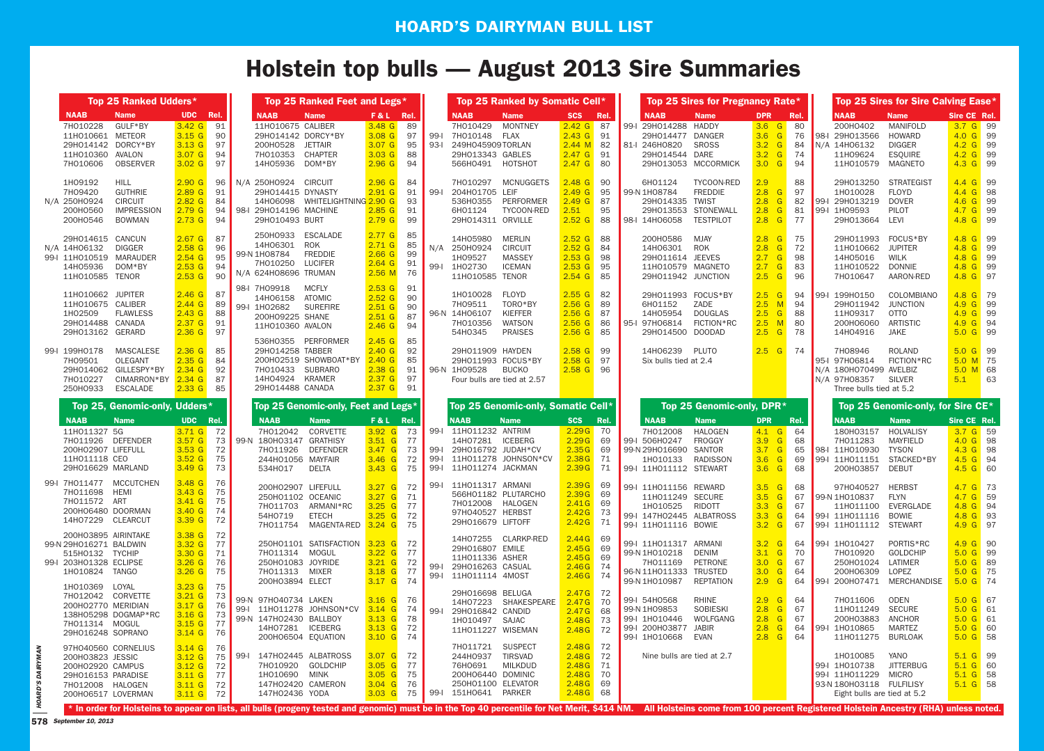# Holstein top bulls — August 2013 Sire Summaries

## Top 25 Ranked Udders*

| | NAAB | Name | UDC | Rel. |
|---|---|---|---|---|
| | 7HO10228 | GULF*BY | 3.42 G | 91 |
| | 11HO10661 | METEOR | 3.15 G | 90 |
| | 29HO14142 | DORCY*BY | 3.13 G | 97 |
| | 11HO10360 | AVALON | 3.07 G | 94 |
| | 7HO10606 | OBSERVER | 3.02 G | 97 |
| | 1HO9192 | HILL | 2.90 G | 96 |
| | 7HO9420 | GUTHRIE | 2.89 G | 91 |
| N/A | 250HO924 | CIRCUIT | 2.82 G | 84 |
| | 200HO560 | IMPRESSION | 2.79 G | 94 |
| | 200HO546 | BOWMAN | 2.73 G | 94 |
| | 29HO14615 | CANCUN | 2.67 G | 87 |
| N/A | 14HO6132 | DIGGER | 2.58 G | 96 |
| 99-I | 11HO10519 | MARAUDER | 2.54 G | 95 |
| | 14HO5936 | DOM*BY | 2.53 G | 94 |
| | 11HO10585 | TENOR | 2.53 G | 90 |
| | 11HO10662 | JUPITER | 2.46 G | 87 |
| | 11HO10675 | CALIBER | 2.44 G | 89 |
| | 1HO2509 | FLAWLESS | 2.43 G | 88 |
| | 29HO14488 | CANADA | 2.37 G | 91 |
| | 29HO13162 | GERARD | 2.36 G | 97 |
| 99-I | 199HO178 | MASCALESE | 2.36 G | 85 |
| | 7HO9501 | OLEGANT | 2.35 G | 84 |
| | 29HO14062 | GILLESPY*BY | 2.34 G | 92 |
| | 7HO10227 | CIMARRON*BY | 2.34 G | 87 |
| | 250HO933 | ESCALADE | 2.33 G | 85 |

## Top 25 Ranked Feet and Legs*

| | NAAB | Name | F & L | Rel. |
|---|---|---|---|---|
| | 11HO10675 | CALIBER | 3.48 G | 89 |
| | 29HO14142 | DORCY*BY | 3.08 G | 97 |
| | 200HO528 | JETTAIR | 3.07 G | 95 |
| | 7HO10353 | CHAPTER | 3.03 G | 88 |
| | 14HO5936 | DOM*BY | 2.96 G | 94 |
| N/A | 250HO924 | CIRCUIT | 2.96 G | 84 |
| | 29HO14415 | DYNASTY | 2.91 G | 91 |
| | 14HO6098 | WHITELIGHTNING | 2.90 G | 93 |
| 98-I | 29HO14196 | MACHINE | 2.85 G | 91 |
| | 29HO10493 | BURT | 2.79 G | 99 |
| | 250HO933 | ESCALADE | 2.77 G | 85 |
| | 14HO6301 | ROK | 2.71 G | 85 |
| 99-N | 1HO8784 | FREDDIE | 2.66 G | 99 |
| | 7HO10250 | LUCIFER | 2.64 G | 91 |
| N/A | 624HO8696 | TRUMAN | 2.56 M | 76 |
| 98-I | 7HO9918 | MCFLY | 2.53 G | 91 |
| | 14HO6158 | ATOMIC | 2.52 G | 90 |
| 99-I | 1HO2682 | SUREFIRE | 2.51 G | 90 |
| | 200HO9225 | SHANE | 2.51 G | 87 |
| | 11HO10360 | AVALON | 2.46 G | 94 |
| | 536HO355 | PERFORMER | 2.45 G | 85 |
| | 29HO14258 | TABBER | 2.40 G | 92 |
| | 200HO2519 | SHOWBOAT*BY | 2.40 G | 85 |
| | 7HO10433 | SUBRARO | 2.38 G | 91 |
| | 14HO4924 | KRAMER | 2.38 G | 97 |
| | 29HO14488 | CANADA | 2.37 G | 91 |

## Top 25 Ranked by Somatic Cell*

| | NAAB | Name | SCS | Rel. |
|---|---|---|---|---|
| | 7HO10429 | MONTNEY | 2.42 G | 87 |
| 99-I | 7HO10148 | FLAX | 2.43 G | 91 |
| 93-I | 249HO45909 | TORLAN | 2.44 M | 82 |
| | 29HO13343 | GABLES | 2.47 G | 91 |
| | 566HO491 | HOTSHOT | 2.47 G | 80 |
| | 7HO10297 | MCNUGGETS | 2.48 G | 90 |
| 99-I | 204HO1705 | LEIF | 2.49 G | 95 |
| | 536HO355 | PERFORMER | 2.49 G | 87 |
| | 6HO1124 | TYCOON-RED | 2.51 | 95 |
| | 29HO14311 | ORVILLE | 2.52 G | 88 |
| | 14HO5980 | MERLIN | 2.52 G | 88 |
| N/A | 250HO924 | CIRCUIT | 2.52 G | 84 |
| | 1HO9527 | MASSEY | 2.53 G | 98 |
| 99-I | 1HO2730 | ICEMAN | 2.53 G | 95 |
| | 11HO10585 | TENOR | 2.54 G | 85 |
| | 1HO10028 | FLOYD | 2.55 G | 82 |
| | 7HO9511 | TORO*BY | 2.56 G | 89 |
| 96-N | 14HO6107 | KIEFFER | 2.56 G | 87 |
| | 7HO10356 | WATSON | 2.56 G | 86 |
| | 54HO345 | PRAISES | 2.56 G | 85 |
| | 29HO11909 | HAYDEN | 2.58 G | 99 |
| | 29HO11993 | FOCUS*BY | 2.58 G | 97 |
| 96-N | 1HO9528 | BUCKO | 2.58 G | 96 |
| | Four bulls are tied at 2.57 | | | |

## Top 25 Sires for Pregnancy Rate*

| | NAAB | Name | DPR | Rel. |
|---|---|---|---|---|
| 99-I | 29HO14288 | HADDY | 3.6 G | 80 |
| | 29HO14477 | DANGER | 3.6 G | 76 |
| 81-I | 246HO820 | SROSS | 3.2 G | 84 |
| | 29HO14544 | DARE | 3.2 G | 74 |
| | 29HO13053 | MCCORMICK | 3.0 G | 94 |
| | 6HO1124 | TYCOON-RED | 2.9 | 88 |
| 99-N | 1HO8784 | FREDDIE | 2.8 G | 97 |
| | 29HO14335 | TWIST | 2.8 G | 82 |
| | 29HO13553 | STONEWALL | 2.8 G | 81 |
| 98-I | 14HO6058 | TESTPILOT | 2.8 G | 77 |
| | 200HO586 | MJAY | 2.8 G | 75 |
| | 14HO6301 | ROK | 2.8 G | 72 |
| | 29HO11614 | JEEVES | 2.7 G | 98 |
| | 11HO10579 | MAGNETO | 2.7 G | 83 |
| | 29HO11942 | JUNCTION | 2.5 G | 96 |
| | 29HO11993 | FOCUS*BY | 2.5 G | 94 |
| | 6HO1152 | ZADE | 2.5 M | 94 |
| | 14HO5594 | DOUGLAS | 2.5 G | 88 |
| 95-I | 97HO6814 | FICTION*RC | 2.5 M | 80 |
| | 29HO14500 | DOODAD | 2.5 G | 78 |
| | 14HO6239 | PLUTO | 2.5 G | 74 |
| | Six bulls tied at 2.4 | | | |

## Top 25 Sires for Sire Calving Ease*

| | NAAB | Name | Sire CE | Rel. |
|---|---|---|---|---|
| | 200HO402 | MANIFOLD | 3.7 G | 99 |
| 98-I | 29HO13566 | HOWARD | 4.0 G | 99 |
| N/A | 14HO6132 | DIGGER | 4.2 G | 99 |
| | 11HO9624 | ESQUIRE | 4.2 G | 99 |
| | 11HO10579 | MAGNETO | 4.3 G | 99 |
| | 29HO13250 | STRATEGIST | 4.4 G | 99 |
| | 1HO10028 | FLOYD | 4.4 G | 98 |
| 99-I | 29HO13219 | DOVER | 4.6 G | 99 |
| 99-I | 1HO9593 | PILOT | 4.7 G | 99 |
| | 29HO13664 | LEVI | 4.8 G | 99 |
| | 29HO11993 | FOCUS*BY | 4.8 G | 99 |
| | 11HO10662 | JUPITER | 4.8 G | 99 |
| | 14HO5016 | WILK | 4.8 G | 99 |
| | 11HO10522 | DONNIE | 4.8 G | 99 |
| | 7HO10647 | AARON-RED | 4.8 G | 97 |
| 99-I | 199HO150 | COLOMBIANO | 4.8 G | 79 |
| | 29HO11942 | JUNCTION | 4.9 G | 99 |
| | 11HO9317 | OTTO | 4.9 G | 99 |
| | 200HO6060 | ARTISTIC | 4.9 G | 94 |
| | 14HO4916 | JAKE | 5.0 G | 99 |
| | 7HO8946 | ROLAND | 5.0 G | 99 |
| 95-I | 97HO6814 | FICTION*RC | 5.0 M | 75 |
| N/A | 180HO70499 | AVELBIZ | 5.0 M | 68 |
| N/A | 97HO8357 | SILVER | 5.1 | 63 |
| | Three bulls tied at 5.2 | | | |

## Top 25, Genomic-only, Udders*

| | NAAB | Name | UDC | Rel. |
|---|---|---|---|---|
| | 11HO11327 | 5G | 3.71 G | 72 |
| | 7HO11926 | DEFENDER | 3.57 G | 73 |
| | 200HO2907 | LIFEFULL | 3.53 G | 72 |
| | 11HO11118 | CEO | 3.52 G | 75 |
| | 29HO16629 | MARLAND | 3.49 G | 73 |
| 99-I | 7HO11477 | MCCUTCHEN | 3.48 G | 76 |
| | 7HO11698 | HEMI | 3.43 G | 75 |
| | 7HO11572 | ART | 3.41 G | 75 |
| | 200HO6480 | DOORMAN | 3.40 G | 74 |
| | 14HO7229 | CLEARCUT | 3.39 G | 72 |
| | 200HO3895 | AIRINTAKE | 3.38 G | 72 |
| 99-N | 29HO16271 | BALDWIN | 3.32 G | 77 |
| | 515HO132 | TYCHIP | 3.30 G | 71 |
| 99-I | 203HO1328 | ECLIPSE | 3.26 G | 76 |
| | 1HO10824 | TANGO | 3.26 G | 75 |
| | 1HO10369 | LOYAL | 3.23 G | 75 |
| | 7HO12042 | CORVETTE | 3.21 G | 73 |
| | 200HO2770 | MERIDIAN | 3.17 G | 76 |
| | 138HO5298 | DOGMAP*RC | 3.16 G | 73 |
| | 7HO11314 | MOGUL | 3.15 G | 77 |
| | 29HO16248 | SOPRANO | 3.14 G | 76 |
| | 97HO40560 | CORNELIUS | 3.14 G | 76 |
| | 200HO3823 | JESSIC | 3.12 G | 75 |
| | 200HO2920 | CAMPUS | 3.12 G | 72 |
| | 29HO16153 | PARADISE | 3.11 G | 77 |
| | 7HO12008 | HALOGEN | 3.11 G | 73 |
| | 200HO6517 | LOVERMAN | 3.11 G | 72 |

## Top 25 Genomic-only, Feet and Legs*

| | NAAB | Name | F & L | Rel. |
|---|---|---|---|---|
| | 7HO12042 | CORVETTE | 3.92 G | 73 |
| 99-N | 180HO3147 | GRATHISY | 3.51 G | 77 |
| | 7HO11926 | DEFENDER | 3.47 G | 73 |
| | 244HO1056 | MAYFAIR | 3.46 G | 72 |
| | 534HO17 | DELTA | 3.43 G | 75 |
| | 200HO2907 | LIFEFULL | 3.27 G | 72 |
| | 250HO1102 | OCEANIC | 3.27 G | 71 |
| | 7HO11703 | ARMANI*RC | 3.25 G | 77 |
| | 54HO719 | ETECH | 3.25 G | 72 |
| | 7HO11754 | MAGENTA-RED | 3.24 G | 75 |
| | 250HO1101 | SATISFACTION | 3.23 G | 72 |
| | 7HO11314 | MOGUL | 3.22 G | 77 |
| | 250HO1083 | JOYRIDE | 3.21 G | 72 |
| | 7HO11313 | MIXER | 3.18 G | 77 |
| | 200HO3894 | ELECT | 3.17 G | 74 |
| 99-N | 97HO40734 | LAKEN | 3.16 G | 76 |
| 99-I | 11HO11278 | JOHNSON*CV | 3.14 G | 74 |
| 99-N | 147HO2430 | BALLBOY | 3.13 G | 78 |
| | 7HO7281 | ICEBERG | 3.13 G | 72 |
| | 200HO6504 | EQUATION | 3.10 G | 74 |
| 99-I | 147HO2445 | ALBATROSS | 3.07 G | 72 |
| | 7HO10920 | GOLDCHIP | 3.05 G | 77 |
| | 1HO10690 | MINK | 3.05 G | 75 |
| | 147HO2420 | CAMERON | 3.04 G | 76 |
| | 147HO2436 | YODA | 3.03 G | 75 |

## Top 25 Genomic-only, Somatic Cell*

| | NAAB | Name | SCS | Rel. |
|---|---|---|---|---|
| 99-I | 11HO11232 | ANTRIM | 2.29 G | 70 |
| | 14HO7281 | ICEBERG | 2.29 G | 69 |
| 99-I | 29HO16792 | JUDAH*CV | 2.35 G | 69 |
| 99-I | 11HO11278 | JOHNSON*CV | 2.38 G | 71 |
| 99-I | 11HO11274 | JACKMAN | 2.39 G | 71 |
| 99-I | 11HO11317 | ARMANI | 2.39 G | 69 |
| | 566HO1182 | PLUTARCHO | 2.39 G | 69 |
| | 7HO12008 | HALOGEN | 2.41 G | 69 |
| | 97HO40527 | HERBST | 2.42 G | 73 |
| | 29HO16679 | LIFTOFF | 2.42 G | 71 |
| | 14HO7255 | CLARKP-RED | 2.44 G | 69 |
| | 29HO16807 | EMILE | 2.45 G | 69 |
| | 11HO11336 | ASHER | 2.45 G | 69 |
| 99-I | 29HO16263 | CASUAL | 2.46 G | 74 |
| 99-I | 11HO11114 | 4MOST | 2.46 G | 74 |
| | 29HO16698 | BELUGA | 2.47 G | 72 |
| | 14HO7223 | SHAKESPEARE | 2.47 G | 70 |
| 99-I | 29HO16842 | CANDID | 2.47 G | 68 |
| | 1HO10497 | SAJAC | 2.48 G | 73 |
| | 11HO11227 | WISEMAN | 2.48 G | 72 |
| | 7HO11721 | SUSPECT | 2.48 G | 72 |
| | 244HO937 | TIRSVAD | 2.48 G | 72 |
| | 76HO691 | MILKDUD | 2.48 G | 71 |
| | 200HO6440 | DOMINIC | 2.48 G | 70 |
| | 250HO1100 | ELEVATOR | 2.48 G | 69 |
| 99-I | 151HO641 | PARKER | 2.48 G | 68 |

## Top 25 Genomic-only, DPR*

| | NAAB | Name | DPR | Rel. |
|---|---|---|---|---|
| | 7HO12008 | HALOGEN | 4.1 G | 64 |
| 99-I | 506HO247 | FROGGY | 3.9 G | 68 |
| 99-N | 29HO16690 | SANTOR | 3.7 G | 65 |
| | 1HO10133 | RADISSON | 3.6 G | 69 |
| 99-I | 11HO11112 | STEWART | 3.6 G | 68 |
| 99-I | 11HO11156 | REWARD | 3.5 G | 68 |
| | 11HO11249 | SECURE | 3.5 G | 67 |
| | 1HO10525 | RIDOTT | 3.3 G | 67 |
| 99-I | 147HO2445 | ALBATROSS | 3.3 G | 64 |
| 99-I | 11HO11116 | BOWIE | 3.2 G | 67 |
| 99-I | 11HO11317 | ARMANI | 3.2 G | 64 |
| 99-N | 1HO10218 | DENIM | 3.1 G | 70 |
| | 7HO11169 | PETRONE | 3.0 G | 67 |
| 96-N | 11HO11333 | TRUSTED | 3.0 G | 64 |
| 99-N | 1HO10987 | REPTATION | 2.9 G | 64 |
| 99-I | 54HO568 | RHINE | 2.9 G | 64 |
| 99-N | 1HO9853 | SOBIESKI | 2.8 G | 67 |
| 99-I | 1HO10446 | WOLFGANG | 2.8 G | 67 |
| 99-I | 200HO3877 | JABIR | 2.8 G | 64 |
| 99-I | 1HO10668 | EVAN | 2.8 G | 64 |
| | Nine bulls are tied at 2.7 | | | |

## Top 25 Genomic-only, for Sire CE*

| | NAAB | Name | Sire CE | Rel. |
|---|---|---|---|---|
| | 180HO3157 | HOLVALISY | 3.7 G | 59 |
| | 7HO11283 | MAYFIELD | 4.0 G | 98 |
| 98-I | 11HO10930 | TYSON | 4.3 G | 98 |
| 99-I | 11HO11151 | STACKED*BY | 4.5 G | 94 |
| | 200HO3857 | DEBUT | 4.5 G | 60 |
| | 97HO40527 | HERBST | 4.7 G | 73 |
| 99-N | 1HO10837 | FLYN | 4.7 G | 59 |
| | 11HO11100 | EVERGLADE | 4.8 G | 94 |
| 99-I | 11HO11116 | BOWIE | 4.8 G | 93 |
| 99-I | 11HO11112 | STEWART | 4.9 G | 97 |
| 99-I | 1HO10427 | PORTIS*RC | 4.9 G | 90 |
| | 7HO10920 | GOLDCHIP | 5.0 G | 99 |
| | 250HO1024 | LATIMER | 5.0 G | 89 |
| | 200HO6309 | LOPEZ | 5.0 G | 75 |
| 99-I | 200HO7471 | MERCHANDISE | 5.0 G | 74 |
| | 7HO11606 | ODEN | 5.0 G | 67 |
| | 11HO11249 | SECURE | 5.0 G | 61 |
| | 200HO3883 | ANCHOR | 5.0 G | 61 |
| 99-I | 1HO10865 | MARTEZ | 5.0 G | 60 |
| | 11HO11275 | BURLOAK | 5.0 G | 58 |
| | 1HO10085 | YANO | 5.1 G | 99 |
| 99-I | 1HO10738 | JITTERBUG | 5.1 G | 60 |
| 99-I | 11HO11229 | MICRO | 5.1 G | 58 |
| 93-N | 180HO3118 | FULFILISY | 5.1 G | 58 |
| | Eight bulls are tied at 5.2 | | | |

\* In order for Holsteins to appear on lists, all bulls (progeny tested and genomic) must be in the Top 40 percentile for Net Merit, $414 NM. All Holsteins come from 100 percent Registered Holstein Ancestry (RHA) unless noted.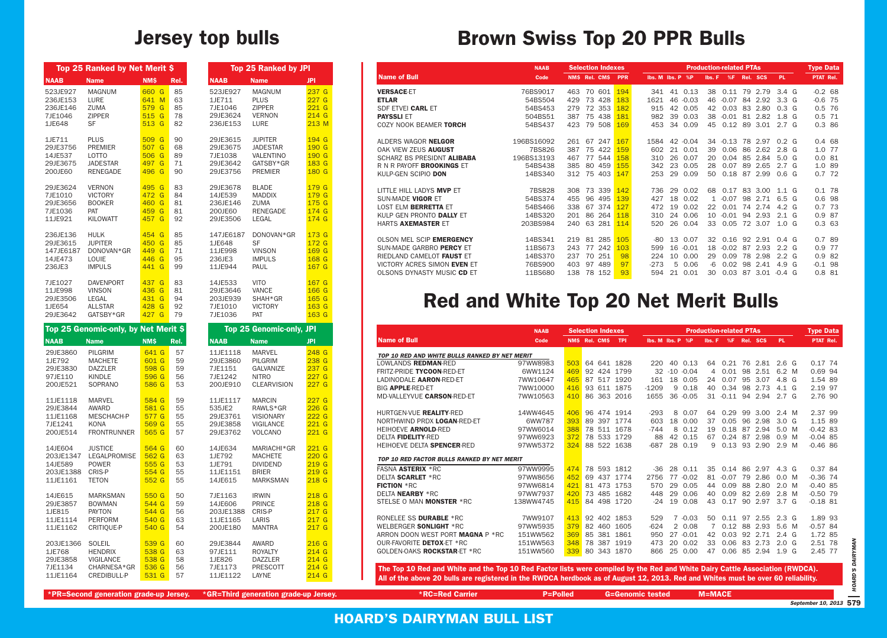# Jersey top bulls

## Top 25 Ranked by Net Merit $

| NAAB | Name | NM$ | Rel. |
|---|---|---|---|
| 523JE927 | MAGNUM | 660 G | 85 |
| 236JE153 | LURE | 641 M | 63 |
| 236JE146 | ZUMA | 579 G | 85 |
| 7JE1046 | ZIPPER | 515 G | 78 |
| 1JE648 | SF | 513 G | 82 |
| 1JE711 | PLUS | 509 G | 90 |
| 29JE3756 | PREMIER | 507 G | 68 |
| 14JE537 | LOTTO | 506 G | 89 |
| 29JE3675 | JADESTAR | 497 G | 71 |
| 200JE60 | RENEGADE | 496 G | 90 |
| 29JE3624 | VERNON | 495 G | 83 |
| 7JE1010 | VICTORY | 472 G | 84 |
| 29JE3656 | BOOKER | 460 G | 81 |
| 7JE1036 | PAT | 459 G | 81 |
| 11JE921 | KILOWATT | 457 G | 92 |
| 236JE136 | HULK | 454 G | 85 |
| 29JE3615 | JUPITER | 450 G | 85 |
| 147JE6187 | DONOVAN*GR | 449 G | 71 |
| 14JE473 | LOUIE | 446 G | 95 |
| 236JE3 | IMPULS | 441 G | 99 |
| 7JE1027 | DAVENPORT | 437 G | 83 |
| 11JE998 | VINSON | 436 G | 81 |
| 29JE3506 | LEGAL | 431 G | 94 |
| 1JE654 | ALLSTAR | 428 G | 92 |
| 29JE3642 | GATSBY*GR | 427 G | 79 |

## Top 25 Ranked by JPI

| NAAB | Name | JPI |
|---|---|---|
| 523JE927 | MAGNUM | 237 G |
| 1JE711 | PLUS | 227 G |
| 7JE1046 | ZIPPER | 221 G |
| 29JE3624 | VERNON | 214 G |
| 236JE153 | LURE | 213 M |
| 29JE3615 | JUPITER | 194 G |
| 29JE3675 | JADESTAR | 190 G |
| 7JE1038 | VALENTINO | 190 G |
| 29JE3642 | GATSBY*GR | 183 G |
| 29JE3756 | PREMIER | 180 G |
| 29JE3678 | BLADE | 179 G |
| 14JE539 | MADDIX | 179 G |
| 236JE146 | ZUMA | 175 G |
| 200JE60 | RENEGADE | 174 G |
| 29JE3506 | LEGAL | 174 G |
| 147JE6187 | DONOVAN*GR | 173 G |
| 1JE648 | SF | 172 G |
| 11JE998 | VINSON | 169 G |
| 236JE3 | IMPULS | 168 G |
| 11JE944 | PAUL | 167 G |
| 14JE533 | VITO | 167 G |
| 29JE3646 | VANCE | 166 G |
| 203JE939 | SHAH*GR | 165 G |
| 7JE1010 | VICTORY | 163 G |
| 7JE1036 | PAT | 163 G |

## Top 25 Genomic-only, by Net Merit $

| NAAB | Name | NM$ | Rel. |
|---|---|---|---|
| 29JE3860 | PILGRIM | 641 G | 57 |
| 1JE792 | MACHETE | 601 G | 59 |
| 29JE3830 | DAZZLER | 598 G | 59 |
| 97JE110 | KINDLE | 596 G | 56 |
| 200JE521 | SOPRANO | 586 G | 53 |
| 11JE1118 | MARVEL | 584 G | 59 |
| 29JE3844 | AWARD | 581 G | 55 |
| 11JE1168 | MESCHACH-P | 577 G | 55 |
| 7JE1241 | KONA | 569 G | 55 |
| 200JE514 | FRONTRUNNER | 565 G | 57 |
| 14JE604 | JUSTICE | 564 G | 60 |
| 203JE1347 | LEGALPROMISE | 562 G | 63 |
| 14JE589 | POWER | 555 G | 53 |
| 203JE1388 | CRIS-P | 554 G | 55 |
| 11JE1161 | TETON | 552 G | 55 |
| 14JE615 | MARKSMAN | 550 G | 50 |
| 29JE3857 | BOWMAN | 544 G | 59 |
| 1JE815 | PAYTON | 544 G | 56 |
| 11JE1114 | PERFORM | 540 G | 63 |
| 11JE1162 | CRITIQUE-P | 540 G | 54 |
| 203JE1366 | SOLEIL | 539 G | 60 |
| 1JE768 | HENDRIX | 538 G | 63 |
| 29JE3858 | VIGILANCE | 538 G | 58 |
| 7JE1134 | CHARNESA*GR | 536 G | 56 |
| 11JE1164 | CREDIBULL-P | 531 G | 57 |

## Top 25 Genomic-only, JPI

| NAAB | Name | JPI |
|---|---|---|
| 11JE1118 | MARVEL | 248 G |
| 29JE3860 | PILGRIM | 238 G |
| 7JE1151 | GALVANIZE | 237 G |
| 7JE1242 | NITRO | 227 G |
| 200JE910 | CLEARVISION | 227 G |
| 11JE1117 | MARCIN | 227 G |
| 535JE2 | RAWLS*GR | 226 G |
| 29JE3761 | VISIONARY | 222 G |
| 29JE3858 | VIGILANCE | 221 G |
| 29JE3762 | VOLCANO | 221 G |
| 14JE634 | MARIACHI*GR | 221 G |
| 1JE792 | MACHETE | 220 G |
| 1JE791 | DIVIDEND | 219 G |
| 11JE1151 | BRIER | 219 G |
| 14JE615 | MARKSMAN | 218 G |
| 7JE1163 | IRWIN | 218 G |
| 14JE606 | PRINCE | 218 G |
| 203JE1388 | CRIS-P | 217 G |
| 11JE1165 | LARIS | 217 G |
| 200JE180 | MANTRA | 217 G |
| 29JE3844 | AWARD | 216 G |
| 97JE111 | ROYALTY | 214 G |
| 1JE826 | DAZZLER | 214 G |
| 7JE1173 | PRESCOTT | 214 G |
| 11JE1122 | LAYNE | 214 G |

*PR=Second generation grade-up Jersey. *GR=Third generation grade-up Jersey.

# Brown Swiss Top 20 PPR Bulls

| Name of Bull | NAAB Code | NM$ | Rel. | CM$ | PPR | lbs. M | lbs. P | %P | lbs. F | %F | Rel. | SCS | PL | | PTAT | Rel. |
|---|---|---|---|---|---|---|---|---|---|---|---|---|---|---|---|---|
| | | Selection Indexes | | | | Production-related PTAs | | | | | | | | | Type Data | |
| **VERSACE**-ET | 76BS9017 | 463 | 70 | 601 | 194 | 341 | 41 | 0.13 | 38 | 0.11 | 79 | 2.79 | 3.4 | G | -0.2 | 68 |
| **ETLAR** | 54BS504 | 429 | 73 | 428 | 183 | 1621 | 46 | -0.03 | 46 | -0.07 | 84 | 2.92 | 3.3 | G | -0.6 | 75 |
| SDF ETVEI **CARL** ET | 54BS453 | 279 | 72 | 353 | 182 | 915 | 42 | 0.05 | 42 | 0.03 | 83 | 2.80 | 0.3 | G | 0.5 | 76 |
| **PAYSSLI** ET | 504BS51 | 387 | 75 | 438 | 181 | 982 | 39 | 0.03 | 38 | -0.01 | 81 | 2.82 | 1.8 | G | 0.5 | 71 |
| COZY NOOK BEAMER **TORCH** | 54BS437 | 423 | 79 | 508 | 169 | 453 | 34 | 0.09 | 45 | 0.12 | 89 | 3.01 | 2.7 | G | 0.3 | 86 |
| ALDERS WAGOR **NELGOR** | 196BS16092 | 261 | 67 | 247 | 167 | 1584 | 42 | -0.04 | 34 | -0.13 | 78 | 2.97 | 0.2 | G | 0.4 | 68 |
| OAK VIEW ZEUS **AUGUST** | 7BS826 | 387 | 75 | 422 | 159 | 602 | 21 | 0.01 | 39 | 0.06 | 86 | 2.62 | 2.8 | G | 1.0 | 77 |
| SCHARZ BS PRESIDNT **ALIBABA** | 196BS13193 | 467 | 77 | 544 | 158 | 310 | 26 | 0.07 | 20 | 0.04 | 85 | 2.84 | 5.0 | G | 0.0 | 81 |
| R N R PAYOFF **BROOKINGS** ET | 54BS438 | 385 | 80 | 459 | 155 | 342 | 23 | 0.05 | 28 | 0.07 | 89 | 2.65 | 2.7 | G | 1.0 | 89 |
| KULP-GEN SCIPIO **DON** | 14BS340 | 312 | 75 | 403 | 147 | 253 | 29 | 0.09 | 50 | 0.18 | 87 | 2.99 | 0.6 | G | 0.7 | 72 |
| LITTLE HILL LADYS **MVP** ET | 7BS828 | 308 | 73 | 339 | 142 | 736 | 29 | 0.02 | 68 | 0.17 | 83 | 3.00 | 1.1 | G | 0.1 | 78 |
| SUN-MADE **VIGOR** ET | 54BS374 | 455 | 96 | 495 | 139 | 427 | 18 | 0.02 | 1 | -0.07 | 98 | 2.71 | 6.5 | G | 0.6 | 98 |
| LOST ELM **BERRETTA** ET | 54BS466 | 338 | 67 | 374 | 127 | 472 | 19 | 0.02 | 22 | 0.01 | 74 | 2.74 | 4.2 | G | 0.7 | 73 |
| KULP GEN PRONTO **DALLY** ET | 14BS320 | 201 | 86 | 264 | 118 | 310 | 24 | 0.06 | 10 | -0.01 | 94 | 2.93 | 2.1 | G | 0.9 | 87 |
| HARTS **AXEMASTER** ET | 203BS984 | 240 | 63 | 281 | 114 | 520 | 26 | 0.04 | 33 | 0.05 | 72 | 3.07 | 1.0 | G | 0.3 | 63 |
| OLSON MEL SCIP **EMERGENCY** | 14BS341 | 219 | 81 | 225 | 105 | -80 | 13 | 0.07 | 32 | 0.16 | 92 | 2.91 | 0.4 | G | 0.7 | 89 |
| SUN-MADE GARBRO **PERCY** ET | 11BS673 | 243 | 77 | 242 | 103 | 599 | 16 | -0.01 | 18 | -0.02 | 87 | 2.93 | 2.2 | G | 0.9 | 77 |
| RIEDLAND CAMELOT **FAUST** ET | 14BS370 | 237 | 70 | 251 | 98 | 224 | 10 | 0.00 | 29 | 0.09 | 78 | 2.98 | 2.2 | G | 0.9 | 82 |
| VICTORY ACRES SIMON **EVEN** ET | 76BS900 | 403 | 97 | 489 | 97 | -273 | 5 | 0.06 | -6 | 0.02 | 98 | 2.41 | 4.9 | G | -0.1 | 98 |
| OLSONS DYNASTY MUSIC **CD** ET | 11BS680 | 138 | 78 | 152 | 93 | 594 | 21 | 0.01 | 30 | 0.03 | 87 | 3.01 | -0.4 | G | 0.8 | 81 |

# Red and White Top 20 Net Merit Bulls

| Name of Bull | NAAB Code | NM$ | Rel. | CM$ | TPI | lbs. M | lbs. P | %P | lbs. F | %F | Rel. | SCS | PL | | PTAT | Rel. |
|---|---|---|---|---|---|---|---|---|---|---|---|---|---|---|---|---|
| | | Selection Indexes | | | | Production-related PTAs | | | | | | | | | Type Data | |
| *TOP 10 RED AND WHITE BULLS RANKED BY NET MERIT* | | | | | | | | | | | | | | | | |
| LOWLANDS **REDMAN**-RED | 97WW8983 | 503 | 64 | 641 | 1828 | 220 | 40 | 0.13 | 64 | 0.21 | 76 | 2.81 | 2.6 | G | 0.17 | 74 |
| FRITZ-PRIDE **TYCOON**-RED-ET | 6WW1124 | 469 | 92 | 424 | 1799 | 32 | -10 | -0.04 | 4 | 0.01 | 98 | 2.51 | 6.2 | M | 0.69 | 94 |
| LADINODALE **AARON**-RED-ET | 7WW10647 | 465 | 87 | 517 | 1920 | 161 | 18 | 0.05 | 24 | 0.07 | 95 | 3.07 | 4.8 | G | 1.54 | 89 |
| BIG **APPLE**-RED-ET | 7WW10000 | 416 | 93 | 611 | 1875 | -1209 | 9 | 0.18 | 40 | 0.34 | 98 | 2.73 | 4.1 | G | 2.19 | 97 |
| MD-VALLEYVUE **CARSON**-RED-ET | 7WW10563 | 410 | 86 | 363 | 2016 | 1655 | 36 | -0.05 | 31 | -0.11 | 94 | 2.94 | 2.7 | G | 2.76 | 90 |
| HURTGEN-VUE **REALITY**-RED | 14WW4645 | 406 | 96 | 474 | 1914 | -293 | 8 | 0.07 | 64 | 0.29 | 99 | 3.00 | 2.4 | M | 2.37 | 99 |
| NORTHWIND PRDX **LOGAN**-RED-ET | 6WW787 | 393 | 89 | 397 | 1774 | 603 | 18 | 0.00 | 37 | 0.05 | 96 | 2.98 | 3.0 | G | 1.15 | 89 |
| HEIHOEVE **ARNOLD**-RED | 97WW6014 | 388 | 78 | 511 | 1678 | -744 | 8 | 0.12 | 19 | 0.18 | 87 | 2.94 | 5.0 | M | -0.42 | 83 |
| DELTA **FIDELITY**-RED | 97WW6923 | 372 | 78 | 533 | 1729 | 88 | 42 | 0.15 | 67 | 0.24 | 87 | 2.98 | 0.9 | M | -0.04 | 85 |
| HEIHOEVE DELTA **SPENCER**-RED | 97WW5372 | 324 | 88 | 522 | 1638 | -687 | 28 | 0.19 | 9 | 0.13 | 93 | 2.90 | 2.9 | M | -0.46 | 86 |
| *TOP 10 RED FACTOR BULLS RANKED BY NET MERIT* | | | | | | | | | | | | | | | | |
| FASNA **ASTERIX** *RC | 97WW9995 | 474 | 78 | 593 | 1812 | -36 | 28 | 0.11 | 35 | 0.14 | 86 | 2.97 | 4.3 | G | 0.37 | 84 |
| DELTA **SCARLET** *RC | 97WW8656 | 452 | 69 | 437 | 1774 | 2756 | 77 | -0.02 | 81 | -0.07 | 79 | 2.86 | 0.0 | M | -0.36 | 74 |
| **FICTION** *RC | 97WW6814 | 421 | 81 | 473 | 1753 | 570 | 29 | 0.05 | 44 | 0.09 | 88 | 2.80 | 2.0 | M | -0.40 | 85 |
| DELTA **NEARBY** *RC | 97WW7937 | 420 | 73 | 485 | 1682 | 448 | 29 | 0.06 | 40 | 0.09 | 82 | 2.69 | 2.8 | M | -0.50 | 79 |
| STELSE O MAN **MONSTER** *RC | 138WW4745 | 415 | 84 | 498 | 1720 | -24 | 19 | 0.08 | 43 | 0.17 | 90 | 2.97 | 3.7 | G | -0.18 | 81 |
| RONELEE SS **DURABLE** *RC | 7WW9107 | 413 | 92 | 402 | 1853 | 529 | 7 | -0.03 | 50 | 0.11 | 97 | 2.55 | 2.3 | G | 1.89 | 93 |
| WELBERGER **SONLIGHT** *RC | 97WW5935 | 379 | 82 | 460 | 1605 | -624 | 2 | 0.08 | 7 | 0.12 | 88 | 2.93 | 5.6 | M | -0.57 | 84 |
| ARRON DOON WEST PORT **MAGNA** P *RC | 151WW562 | 369 | 85 | 381 | 1861 | 950 | 27 | -0.01 | 42 | 0.03 | 92 | 2.71 | 2.4 | G | 1.72 | 85 |
| OUR-FAVORITE **DETOX**-ET *RC | 151WW563 | 348 | 78 | 387 | 1919 | 473 | 20 | 0.02 | 33 | 0.06 | 83 | 2.73 | 2.0 | G | 2.51 | 78 |
| GOLDEN-OAKS **ROCKSTAR**-ET *RC | 151WW560 | 339 | 80 | 343 | 1870 | 866 | 25 | 0.00 | 47 | 0.06 | 85 | 2.94 | 1.9 | G | 2.45 | 77 |

**The Top 10 Red and White and the Top 10 Red Factor lists were compiled by the Red and White Dairy Cattle Association (RWDCA). All of the above 20 bulls are registered in the RWDCA herdbook as of August 12, 2013. Red and Whites must be over 60 reliability.**

*RC=Red Carrier P=Polled G=Genomic tested M=MACE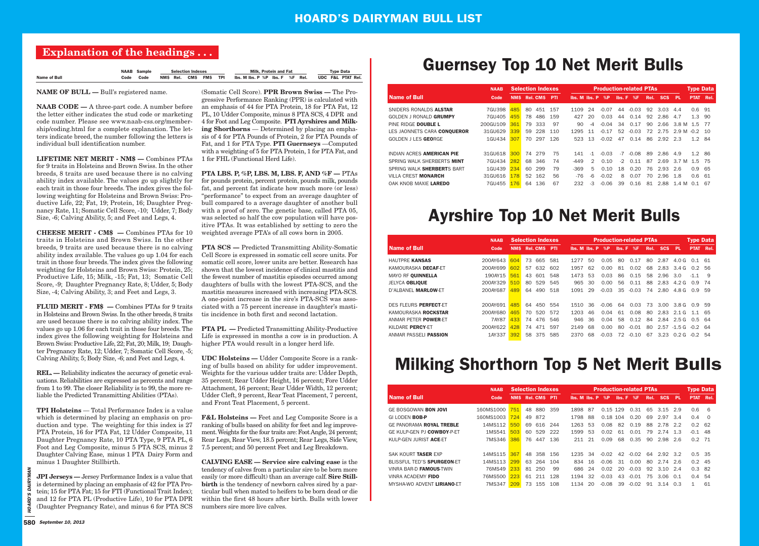## Explanation of the headings . . .

| Name of Bull | NAAB Code | Sample Code | Selection Indexes | | | | | Milk, Protein and Fat | | | | | | | Type Data | | | |
|---|---|---|---|---|---|---|---|---|---|---|---|---|---|---|---|---|---|---|
| | | | NM$ | Rel. | CM$ | FM$ | TPI | lbs. M | lbs. P | %P | lbs. F | %F | Rel. | | UDC | F&L | PTAT | Rel. |

**NAME OF BULL —** Bull's registered name.

**NAAB CODE —** A three-part code. A number before the letter either indicates the stud code or marketing code number. Please see www.naab-css.org/membership/coding.html for a complete explanation. The letters indicate breed, the number following the letters is individual bull identification number.

**LIFETIME NET MERIT - NM$ —** Combines PTAs for 9 traits in Holsteins and Brown Swiss. In the other breeds, 8 traits are used because there is no calving ability index available. The values go up slightly for each trait in those four breeds. The index gives the following weighting for Holsteins and Brown Swiss: Productive Life, 22; Fat, 19; Protein, 16; Daughter Pregnancy Rate, 11; Somatic Cell Score, -10; Udder, 7; Body Size, -6; Calving Ability, 5; and Feet and Legs, 4.

**CHEESE MERIT - CM$ —** Combines PTAs for 10 traits in Holsteins and Brown Swiss. In the other breeds, 9 traits are used because there is no calving ability index available. The values go up 1.04 for each trait in those four breeds. The index gives the following weighting for Holsteins and Brown Swiss: Protein, 25; Productive Life, 15; Milk, -15; Fat, 13; Somatic Cell Score, -9; Daughter Pregnancy Rate, 8; Udder, 5; Body Size, -4; Calving Ability, 3; and Feet and Legs, 3.

**FLUID MERIT - FM$ —** Combines PTAs for 9 traits in Holsteins and Brown Swiss. In the other breeds, 8 traits are used because there is no calving ability index. The values go up 1.06 for each trait in those four breeds. The index gives the following weighting for Holsteins and Brown Swiss: Productive Life, 22; Fat, 20; Milk, 19; Daughter Pregnancy Rate, 12; Udder, 7; Somatic Cell Score, -5; Calving Ability, 5; Body Size, -6; and Feet and Legs, 4.

**REL. —** Reliability indicates the accuracy of genetic evaluations. Reliabilities are expressed as percents and range from 1 to 99. The closer Reliability is to 99, the more reliable the Predicted Transmitting Abilities (PTAs).

**TPI Holsteins** — Total Performance Index is a value which is determined by placing an emphasis on production and type. The weighting for this index is 27 PTA Protein, 16 for PTA Fat, 12 Udder Composite, 11 Daughter Pregnancy Rate, 10 PTA Type, 9 PTA PL, 6 Foot and Leg Composite, minus 5 PTA SCS, minus 2 Daughter Calving Ease, minus 1 PTA Dairy Form and minus 1 Daughter Stillbirth.

**JPI Jerseys —** Jersey Performance Index is a value that is determined by placing an emphasis of 42 for PTA Protein; 15 for PTA Fat; 15 for FTI (Functional Trait Index); and 12 for PTA PL (Productive Life), 10 for PTA DPR (Daughter Pregnancy Rate), and minus 6 for PTA SCS (Somatic Cell Score). **PPR Brown Swiss —** The Progressive Performance Ranking (PPR) is calculated with an emphasis of 44 for PTA Protein, 18 for PTA Fat, 12 PL, 10 Udder Composite, minus 8 PTA SCS, 4 DPR and 4 for Foot and Leg Composite. **PTI Ayrshires and Milking Shorthorns** — Determined by placing an emphasis of 4 for PTA Pounds of Protein, 2 for PTA Pounds of Fat, and 1 for PTA Type. **PTI Guernseys** —Computed with a weighting of 5 for PTA Protein, 1 for PTA Fat, and 1 for FHL (Functional Herd Life).

**PTA LBS. P, %P, LBS. M, LBS. F, AND %F —** PTAs for pounds protein, percent protein, pounds milk, pounds fat, and percent fat indicate how much more (or less) "performance" to expect from an average daughter of bull compared to a average daughter of another bull with a proof of zero. The genetic base, called PTA 05, was selected so half the cow population will have positive PTAs. It was established by setting to zero the weighted average PTA's of all cows born in 2005.

**PTA SCS —** Predicted Transmitting Ability-Somatic Cell Score is expressed in somatic cell score units. For somatic cell score, lower units are better. Research has shown that the lowest incidence of clinical mastitis and the fewest number of mastitis episodes occurred among daughters of bulls with the lowest PTA-SCS, and the mastitis measures increased with increasing PTA-SCS. A one-point increase in the sire's PTA-SCS was associated with a 75 percent increase in daughter's mastitis incidence in both first and second lactation.

**PTA PL —** Predicted Transmitting Ability-Productive Life is expressed in months a cow is in production. A higher PTA would result in a longer herd life.

**UDC Holsteins —** Udder Composite Score is a ranking of bulls based on ability for udder improvement. Weights for the various udder traits are: Udder Depth, 35 percent; Rear Udder Height, 16 percent; Fore Udder Attachment, 16 percent; Rear Udder Width, 12 percent; Udder Cleft, 9 percent, Rear Teat Placement, 7 percent, and Front Teat Placement, 5 percent.

**F&L Holsteins —** Feet and Leg Composite Score is a ranking of bulls based on ability for feet and leg improvement. Weights for the four traits are: Foot Angle, 24 percent; Rear Legs, Rear View, 18.5 percent; Rear Legs, Side View, 7.5 percent; and 50 percent Feet and Leg Breakdown.

**CALVING EASE — Service sire calving ease** is the tendency of calves from a particular sire to be born more easily (or more difficult) than an average calf. **Sire Stillbirth** is the tendency of newborn calves sired by a particular bull when mated to heifers to be born dead or die within the first 48 hours after birth. Bulls with lower numbers sire more live calves.

# Guernsey Top 10 Net Merit Bulls

| Name of Bull | NAAB Code | Selection Indexes | | | | Production-related PTAs | | | | | | | | | Type Data | |
|---|---|---|---|---|---|---|---|---|---|---|---|---|---|---|---|---|
| | | NM$ | Rel. | CM$ | PTI | lbs. M | lbs. P | %P | lbs. F | %F | Rel. | SCS | PL | | PTAT | Rel. |
| SNIDERS RONALDS **ALSTAR** | 7GU398 | 485 | 80 | 451 | 157 | 1109 | 24 | -0.07 | 44 | -0.03 | 92 | 3.03 | 4.4 | | 0.6 | 91 |
| GOLDEN J RONALD **GRUMPY** | 7GU405 | 455 | 78 | 486 | 159 | 427 | 20 | 0.03 | 44 | 0.14 | 92 | 2.86 | 4.7 | | 1.3 | 90 |
| PINE RIDGE **DOUBLE L** | 200GU109 | 361 | 79 | 333 | 97 | 90 | -4 | -0.04 | 34 | 0.17 | 90 | 2.66 | 3.8 | M | 1.5 | 77 |
| LES JAONNETS CARA **CONQUEROR** | 31GU629 | 339 | 59 | 228 | 110 | 1295 | 11 | -0.17 | 52 | -0.03 | 72 | 2.75 | 2.9 | M | -0.2 | 10 |
| GOLDEN J LES **GEO**RGE | 1GU434 | 307 | 70 | 297 | 126 | 523 | 13 | -0.02 | 47 | 0.14 | 86 | 2.92 | 2.3 | | 1.2 | 84 |
| INDIAN ACRES **AMERICAN PIE** | 31GU618 | 300 | 74 | 279 | 75 | 141 | -1 | -0.03 | -7 | -0.08 | 89 | 2.86 | 4.9 | | 1.2 | 86 |
| SPRING WALK SHERBERTS **MINT** | 7GU434 | 282 | 68 | 346 | 74 | -449 | 2 | 0.10 | -2 | 0.11 | 87 | 2.69 | 3.7 | M | 1.5 | 75 |
| SPRING WALK **SHERBERT**S BART | 1GU439 | 234 | 60 | 299 | 79 | -369 | 5 | 0.10 | 18 | 0.20 | 76 | 2.93 | 2.6 | | 0.9 | 65 |
| VILLA CREST **MONARCH** | 31GU616 | 178 | 52 | 162 | 56 | -76 | -6 | -0.02 | 8 | 0.07 | 70 | 2.96 | 1.8 | | 0.6 | 61 |
| OAK KNOB MAXIE **LAREDO** | 7GU455 | 176 | 64 | 136 | 67 | 232 | -3 | -0.06 | 39 | 0.16 | 81 | 2.88 | 1.4 | M | 0.1 | 67 |

# Ayrshire Top 10 Net Merit Bulls

| Name of Bull | NAAB Code | Selection Indexes | | | | Production-related PTAs | | | | | | | | | Type Data | |
|---|---|---|---|---|---|---|---|---|---|---|---|---|---|---|---|---|
| | | NM$ | Rel. | CM$ | PTI | lbs. M | lbs. P | %P | lbs. F | %F | Rel. | SCS | PL | | PTAT | Rel. |
| HAUTPRE **KANSAS** | 200AY643 | 604 | 73 | 665 | 581 | 1277 | 50 | 0.05 | 80 | 0.17 | 80 | 2.87 | 4.0 | G | 0.1 | 61 |
| KAMOURASKA **DECAF**-ET | 200AY699 | 602 | 57 | 632 | 602 | 1957 | 62 | 0.00 | 81 | 0.02 | 68 | 2.83 | 3.4 | G | 0.2 | 56 |
| MAYO RF **QUINNELLA** | 190AY15 | 561 | 43 | 601 | 548 | 1473 | 53 | 0.03 | 86 | 0.15 | 58 | 2.96 | 3.0 | | -1.1 | 9 |
| JELYCA **OBLIQUE** | 200AY329 | 510 | 80 | 529 | 545 | 965 | 30 | 0.00 | 56 | 0.11 | 88 | 2.83 | 4.2 | G | 0.9 | 74 |
| D'ALBANEL **MARLOW**-ET | 200AY687 | 489 | 64 | 490 | 518 | 1091 | 29 | -0.03 | 35 | -0.03 | 74 | 2.80 | 4.8 | G | 0.9 | 59 |
| DES FLEURS **PERFECT**-ET | 200AY691 | 485 | 64 | 450 | 554 | 1510 | 36 | -0.06 | 64 | 0.03 | 73 | 3.00 | 3.8 | G | 0.9 | 59 |
| KAMOURASKA **ROCKSTAR** | 200AY680 | 465 | 70 | 520 | 572 | 1203 | 46 | 0.04 | 61 | 0.08 | 80 | 2.83 | 2.1 | G | 1.1 | 65 |
| ANMAR PETER **POWER**-ET | 7AY87 | 433 | 74 | 476 | 546 | 946 | 36 | 0.04 | 58 | 0.12 | 84 | 2.84 | 2.5 | G | 0.5 | 64 |
| KILDARE **PERCY**-ET | 200AY622 | 428 | 74 | 471 | 597 | 2149 | 68 | 0.00 | 80 | -0.01 | 80 | 2.57 | -1.5 | G | -0.2 | 64 |
| ANMAR PASSELI **PASSION** | 1AY337 | 392 | 58 | 375 | 585 | 2370 | 68 | -0.03 | 72 | -0.10 | 67 | 3.23 | 0.2 | G | -0.2 | 54 |

# Milking Shorthorn Top 5 Net Merit Bulls

| Name of Bull | NAAB Code | Selection Indexes | | | | Production-related PTAs | | | | | | | | Type Data | |
|---|---|---|---|---|---|---|---|---|---|---|---|---|---|---|---|
| | | NM$ | Rel. | CM$ | PTI | lbs. M | lbs. P | %P | lbs. F | %F | Rel. | SCS | PL | PTAT | Rel. |
| GE BOSGOWAN **BON JOVI** | 160MS1000 | 751 | 48 | 880 | 359 | 1898 | 87 | 0.15 | 129 | 0.31 | 65 | 3.15 | 2.9 | 0.6 | 6 |
| GI LODEN **BOB-P** | 160MS1003 | 724 | 49 | 872 | | 1798 | 88 | 0.18 | 104 | 0.20 | 69 | 2.97 | 3.4 | 0.4 | 0 |
| GE PANORAMA **ROYAL TREBLE** | 14MS112 | 550 | 69 | 616 | 244 | 1263 | 53 | 0.08 | 82 | 0.19 | 88 | 2.78 | 2.2 | 0.2 | 62 |
| GE KULP-GEN PJ **COWBOY**-P-ET | 1MS541 | 503 | 60 | 529 | 222 | 1599 | 53 | 0.02 | 61 | 0.01 | 79 | 2.74 | 1.3 | -0.1 | 48 |
| KULP-GEN JURIST **ACE**-ET | 7MS346 | 386 | 76 | 447 | 136 | 211 | 21 | 0.09 | 68 | 0.35 | 90 | 2.98 | 2.6 | 0.2 | 71 |
| SAK KOURT **TASER** EXP | 14MS115 | 367 | 48 | 358 | 156 | 1235 | 34 | -0.02 | 42 | -0.02 | 64 | 2.92 | 3.2 | 0.5 | 35 |
| BLISSFUL TED'S **SPURGEON**-ET | 14MS113 | 299 | 63 | 264 | 104 | 834 | 16 | -0.06 | 31 | 0.00 | 80 | 2.74 | 2.6 | 0.2 | 45 |
| VINRA BAR-D **FAMOUS**-TWIN | 76MS49 | 233 | 81 | 250 | 99 | 686 | 24 | 0.02 | 20 | -0.03 | 92 | 3.10 | 2.4 | 0.3 | 82 |
| VINRA ACADEMY **FIDO** | 76MS500 | 223 | 61 | 211 | 128 | 1194 | 32 | -0.03 | 43 | -0.01 | 75 | 3.06 | 0.1 | 0.4 | 54 |
| MYSHA-WO ADVENT **LIRIANO**-ET | 7MS347 | 209 | 73 | 155 | 108 | 1134 | 20 | -0.08 | 39 | -0.02 | 91 | 3.14 | 0.3 | 1 | 61 |